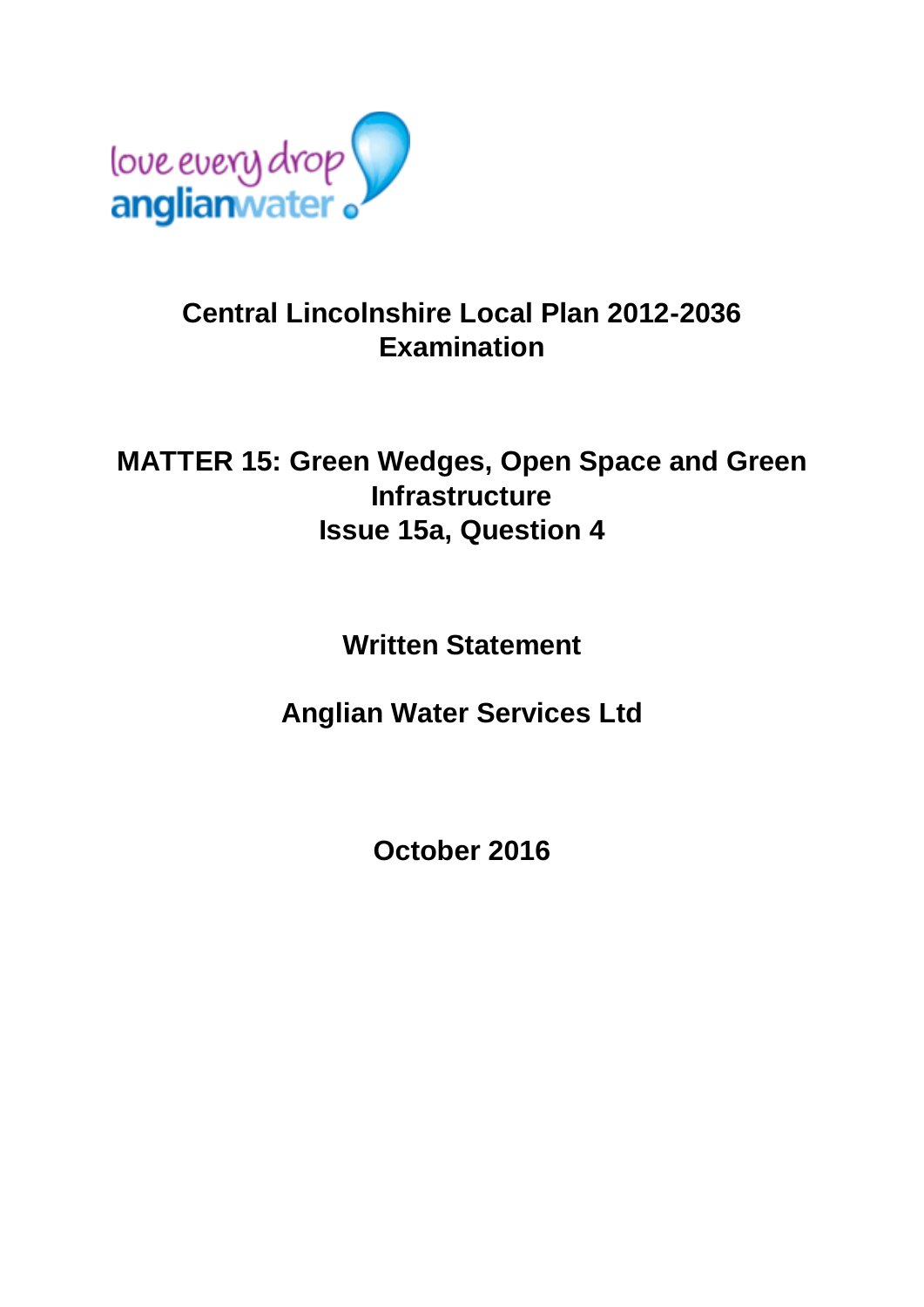love every drop anglianwater

# Central Lincolnshire Local Plan 2012-2036 Examination

## MATTER 15: Green Wedges, Open Space and Green Infrastructure

## Issue 15a, Question 4

**Written Statement**

**Anglian Water Services Ltd**

**October 2016**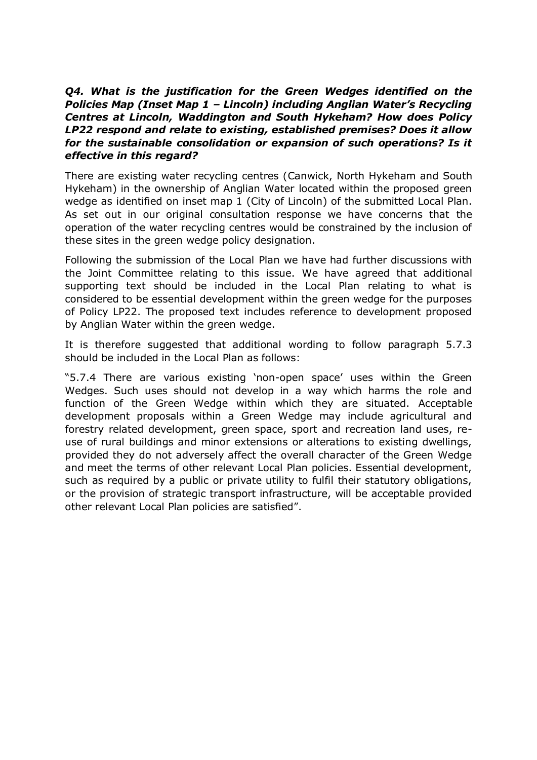***Q4. What is the justification for the Green Wedges identified on the Policies Map (Inset Map 1 – Lincoln) including Anglian Water's Recycling Centres at Lincoln, Waddington and South Hykeham? How does Policy LP22 respond and relate to existing, established premises? Does it allow for the sustainable consolidation or expansion of such operations? Is it effective in this regard?***

There are existing water recycling centres (Canwick, North Hykeham and South Hykeham) in the ownership of Anglian Water located within the proposed green wedge as identified on inset map 1 (City of Lincoln) of the submitted Local Plan. As set out in our original consultation response we have concerns that the operation of the water recycling centres would be constrained by the inclusion of these sites in the green wedge policy designation.

Following the submission of the Local Plan we have had further discussions with the Joint Committee relating to this issue. We have agreed that additional supporting text should be included in the Local Plan relating to what is considered to be essential development within the green wedge for the purposes of Policy LP22. The proposed text includes reference to development proposed by Anglian Water within the green wedge.

It is therefore suggested that additional wording to follow paragraph 5.7.3 should be included in the Local Plan as follows:

"5.7.4 There are various existing 'non-open space' uses within the Green Wedges. Such uses should not develop in a way which harms the role and function of the Green Wedge within which they are situated. Acceptable development proposals within a Green Wedge may include agricultural and forestry related development, green space, sport and recreation land uses, re-use of rural buildings and minor extensions or alterations to existing dwellings, provided they do not adversely affect the overall character of the Green Wedge and meet the terms of other relevant Local Plan policies. Essential development, such as required by a public or private utility to fulfil their statutory obligations, or the provision of strategic transport infrastructure, will be acceptable provided other relevant Local Plan policies are satisfied".